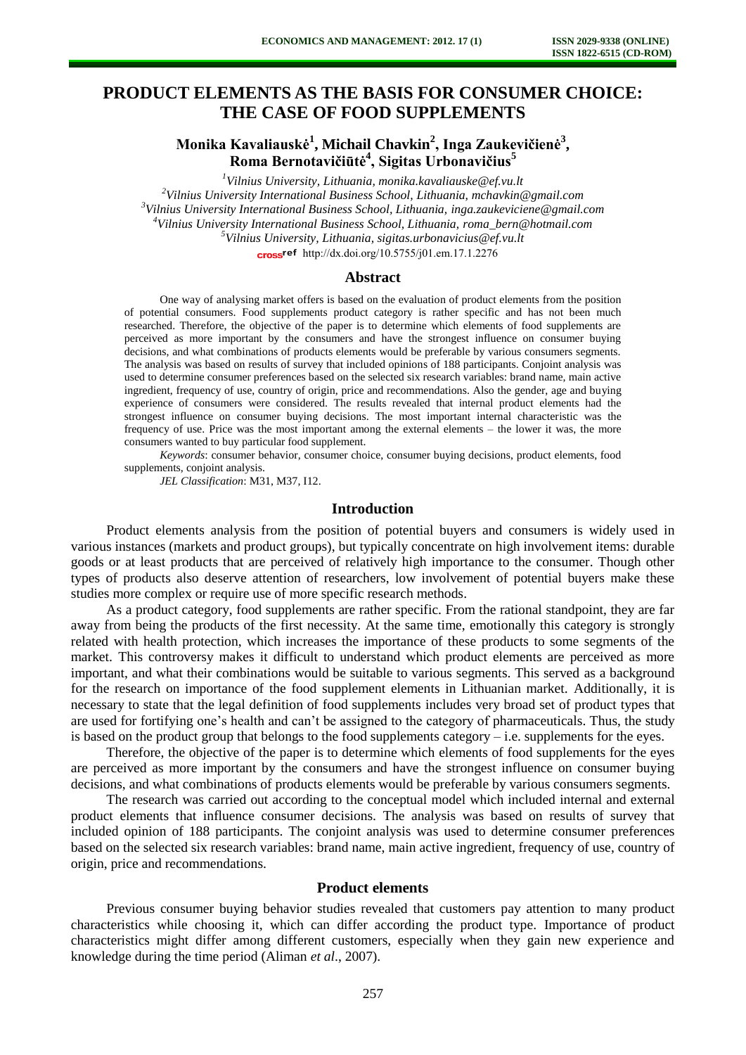# PRODUCT ELEMENTS AS THE BASIS FOR CONSUMER CHOICE: THE CASE OF FOOD SUPPLEMENTS

**Monika Kavaliauskė[1], Michail Chavkin[2], Inga Zaukevičienė[3], Roma Bernotavičiūtė[4], Sigitas Urbonavičius[5]**

[1]*Vilnius University, Lithuania, monika.kavaliauske@ef.vu.lt*
[2]*Vilnius University International Business School, Lithuania, mchavkin@gmail.com*
[3]*Vilnius University International Business School, Lithuania, inga.zaukeviciene@gmail.com*
[4]*Vilnius University International Business School, Lithuania, roma_bern@hotmail.com*
[5]*Vilnius University, Lithuania, sigitas.urbonavicius@ef.vu.lt*
crossref http://dx.doi.org/10.5755/j01.em.17.1.2276

## Abstract

One way of analysing market offers is based on the evaluation of product elements from the position of potential consumers. Food supplements product category is rather specific and has not been much researched. Therefore, the objective of the paper is to determine which elements of food supplements are perceived as more important by the consumers and have the strongest influence on consumer buying decisions, and what combinations of products elements would be preferable by various consumers segments. The analysis was based on results of survey that included opinions of 188 participants. Conjoint analysis was used to determine consumer preferences based on the selected six research variables: brand name, main active ingredient, frequency of use, country of origin, price and recommendations. Also the gender, age and buying experience of consumers were considered. The results revealed that internal product elements had the strongest influence on consumer buying decisions. The most important internal characteristic was the frequency of use. Price was the most important among the external elements – the lower it was, the more consumers wanted to buy particular food supplement.

*Keywords*: consumer behavior, consumer choice, consumer buying decisions, product elements, food supplements, conjoint analysis.

*JEL Classification*: M31, M37, I12.

## Introduction

Product elements analysis from the position of potential buyers and consumers is widely used in various instances (markets and product groups), but typically concentrate on high involvement items: durable goods or at least products that are perceived of relatively high importance to the consumer. Though other types of products also deserve attention of researchers, low involvement of potential buyers make these studies more complex or require use of more specific research methods.

As a product category, food supplements are rather specific. From the rational standpoint, they are far away from being the products of the first necessity. At the same time, emotionally this category is strongly related with health protection, which increases the importance of these products to some segments of the market. This controversy makes it difficult to understand which product elements are perceived as more important, and what their combinations would be suitable to various segments. This served as a background for the research on importance of the food supplement elements in Lithuanian market. Additionally, it is necessary to state that the legal definition of food supplements includes very broad set of product types that are used for fortifying one's health and can't be assigned to the category of pharmaceuticals. Thus, the study is based on the product group that belongs to the food supplements category – i.e. supplements for the eyes.

Therefore, the objective of the paper is to determine which elements of food supplements for the eyes are perceived as more important by the consumers and have the strongest influence on consumer buying decisions, and what combinations of products elements would be preferable by various consumers segments.

The research was carried out according to the conceptual model which included internal and external product elements that influence consumer decisions. The analysis was based on results of survey that included opinion of 188 participants. The conjoint analysis was used to determine consumer preferences based on the selected six research variables: brand name, main active ingredient, frequency of use, country of origin, price and recommendations.

## Product elements

Previous consumer buying behavior studies revealed that customers pay attention to many product characteristics while choosing it, which can differ according the product type. Importance of product characteristics might differ among different customers, especially when they gain new experience and knowledge during the time period (Aliman *et al*., 2007).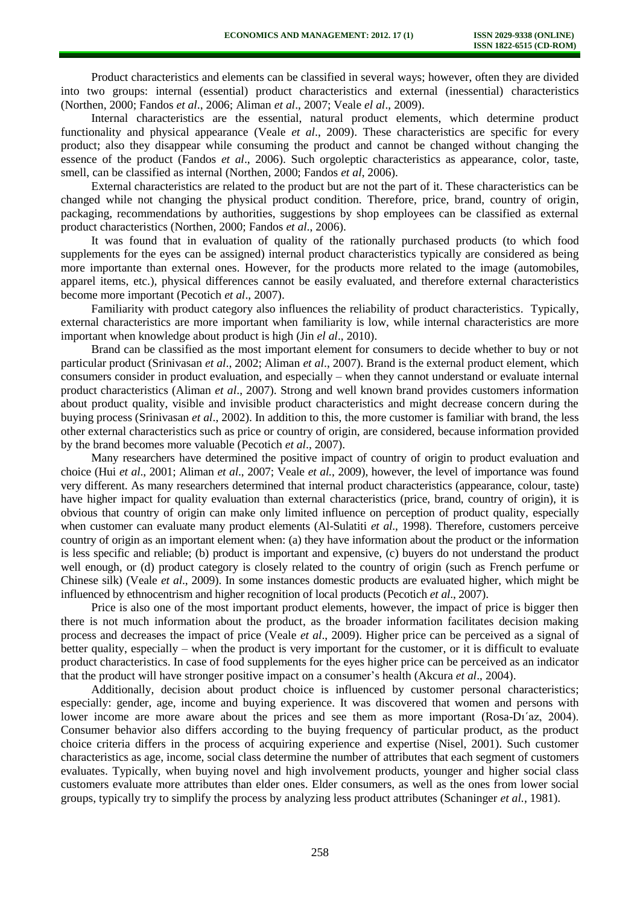Product characteristics and elements can be classified in several ways; however, often they are divided into two groups: internal (essential) product characteristics and external (inessential) characteristics (Northen, 2000; Fandos *et al*., 2006; Aliman *et al*., 2007; Veale *el al*., 2009).

Internal characteristics are the essential, natural product elements, which determine product functionality and physical appearance (Veale *et al*., 2009). These characteristics are specific for every product; also they disappear while consuming the product and cannot be changed without changing the essence of the product (Fandos *et al*., 2006). Such orgoleptic characteristics as appearance, color, taste, smell, can be classified as internal (Northen, 2000; Fandos *et al*, 2006).

External characteristics are related to the product but are not the part of it. These characteristics can be changed while not changing the physical product condition. Therefore, price, brand, country of origin, packaging, recommendations by authorities, suggestions by shop employees can be classified as external product characteristics (Northen, 2000; Fandos *et al*., 2006).

It was found that in evaluation of quality of the rationally purchased products (to which food supplements for the eyes can be assigned) internal product characteristics typically are considered as being more importante than external ones. However, for the products more related to the image (automobiles, apparel items, etc.), physical differences cannot be easily evaluated, and therefore external characteristics become more important (Pecotich *et al*., 2007).

Familiarity with product category also influences the reliability of product characteristics. Typically, external characteristics are more important when familiarity is low, while internal characteristics are more important when knowledge about product is high (Jin *el al*., 2010).

Brand can be classified as the most important element for consumers to decide whether to buy or not particular product (Srinivasan *et al*., 2002; Aliman *et al*., 2007). Brand is the external product element, which consumers consider in product evaluation, and especially – when they cannot understand or evaluate internal product characteristics (Aliman *et al*., 2007). Strong and well known brand provides customers information about product quality, visible and invisible product characteristics and might decrease concern during the buying process (Srinivasan *et al*., 2002). In addition to this, the more customer is familiar with brand, the less other external characteristics such as price or country of origin, are considered, because information provided by the brand becomes more valuable (Pecotich *et al*., 2007).

Many researchers have determined the positive impact of country of origin to product evaluation and choice (Hui *et al*., 2001; Aliman *et al*., 2007; Veale *et al.*, 2009), however, the level of importance was found very different. As many researchers determined that internal product characteristics (appearance, colour, taste) have higher impact for quality evaluation than external characteristics (price, brand, country of origin), it is obvious that country of origin can make only limited influence on perception of product quality, especially when customer can evaluate many product elements (Al-Sulatiti *et al*., 1998). Therefore, customers perceive country of origin as an important element when: (a) they have information about the product or the information is less specific and reliable; (b) product is important and expensive, (c) buyers do not understand the product well enough, or (d) product category is closely related to the country of origin (such as French perfume or Chinese silk) (Veale *et al*., 2009). In some instances domestic products are evaluated higher, which might be influenced by ethnocentrism and higher recognition of local products (Pecotich *et al*., 2007).

Price is also one of the most important product elements, however, the impact of price is bigger then there is not much information about the product, as the broader information facilitates decision making process and decreases the impact of price (Veale *et al*., 2009). Higher price can be perceived as a signal of better quality, especially – when the product is very important for the customer, or it is difficult to evaluate product characteristics. In case of food supplements for the eyes higher price can be perceived as an indicator that the product will have stronger positive impact on a consumer's health (Akcura *et al*., 2004).

Additionally, decision about product choice is influenced by customer personal characteristics; especially: gender, age, income and buying experience. It was discovered that women and persons with lower income are more aware about the prices and see them as more important (Rosa-Dı´az, 2004). Consumer behavior also differs according to the buying frequency of particular product, as the product choice criteria differs in the process of acquiring experience and expertise (Nisel, 2001). Such customer characteristics as age, income, social class determine the number of attributes that each segment of customers evaluates. Typically, when buying novel and high involvement products, younger and higher social class customers evaluate more attributes than elder ones. Elder consumers, as well as the ones from lower social groups, typically try to simplify the process by analyzing less product attributes (Schaninger *et al.*, 1981).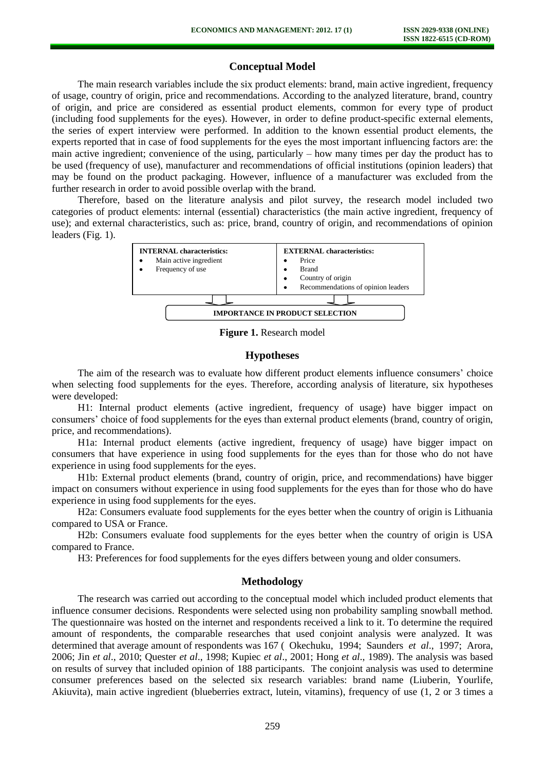## Conceptual Model

The main research variables include the six product elements: brand, main active ingredient, frequency of usage, country of origin, price and recommendations. According to the analyzed literature, brand, country of origin, and price are considered as essential product elements, common for every type of product (including food supplements for the eyes). However, in order to define product-specific external elements, the series of expert interview were performed. In addition to the known essential product elements, the experts reported that in case of food supplements for the eyes the most important influencing factors are: the main active ingredient; convenience of the using, particularly – how many times per day the product has to be used (frequency of use), manufacturer and recommendations of official institutions (opinion leaders) that may be found on the product packaging. However, influence of a manufacturer was excluded from the further research in order to avoid possible overlap with the brand.

Therefore, based on the literature analysis and pilot survey, the research model included two categories of product elements: internal (essential) characteristics (the main active ingredient, frequency of use); and external characteristics, such as: price, brand, country of origin, and recommendations of opinion leaders (Fig. 1).

**INTERNAL characteristics:**
- Main active ingredient
- Frequency of use

**EXTERNAL characteristics:**
- Price
- Brand
- Country of origin
- Recommendations of opinion leaders

**IMPORTANCE IN PRODUCT SELECTION**

**Figure 1.** Research model

## Hypotheses

The aim of the research was to evaluate how different product elements influence consumers' choice when selecting food supplements for the eyes. Therefore, according analysis of literature, six hypotheses were developed:

H1: Internal product elements (active ingredient, frequency of usage) have bigger impact on consumers' choice of food supplements for the eyes than external product elements (brand, country of origin, price, and recommendations).

H1a: Internal product elements (active ingredient, frequency of usage) have bigger impact on consumers that have experience in using food supplements for the eyes than for those who do not have experience in using food supplements for the eyes.

H1b: External product elements (brand, country of origin, price, and recommendations) have bigger impact on consumers without experience in using food supplements for the eyes than for those who do have experience in using food supplements for the eyes.

H2a: Consumers evaluate food supplements for the eyes better when the country of origin is Lithuania compared to USA or France.

H2b: Consumers evaluate food supplements for the eyes better when the country of origin is USA compared to France.

H3: Preferences for food supplements for the eyes differs between young and older consumers.

## Methodology

The research was carried out according to the conceptual model which included product elements that influence consumer decisions. Respondents were selected using non probability sampling snowball method. The questionnaire was hosted on the internet and respondents received a link to it. To determine the required amount of respondents, the comparable researches that used conjoint analysis were analyzed. It was determined that average amount of respondents was 167 ( Okechuku, 1994; Saunders *et al*., 1997; Arora, 2006; Jin *et al*., 2010; Quester *et al*., 1998; Kupiec *et al*., 2001; Hong *et al*., 1989). The analysis was based on results of survey that included opinion of 188 participants. The conjoint analysis was used to determine consumer preferences based on the selected six research variables: brand name (Liuberin, Yourlife, Akiuvita), main active ingredient (blueberries extract, lutein, vitamins), frequency of use (1, 2 or 3 times a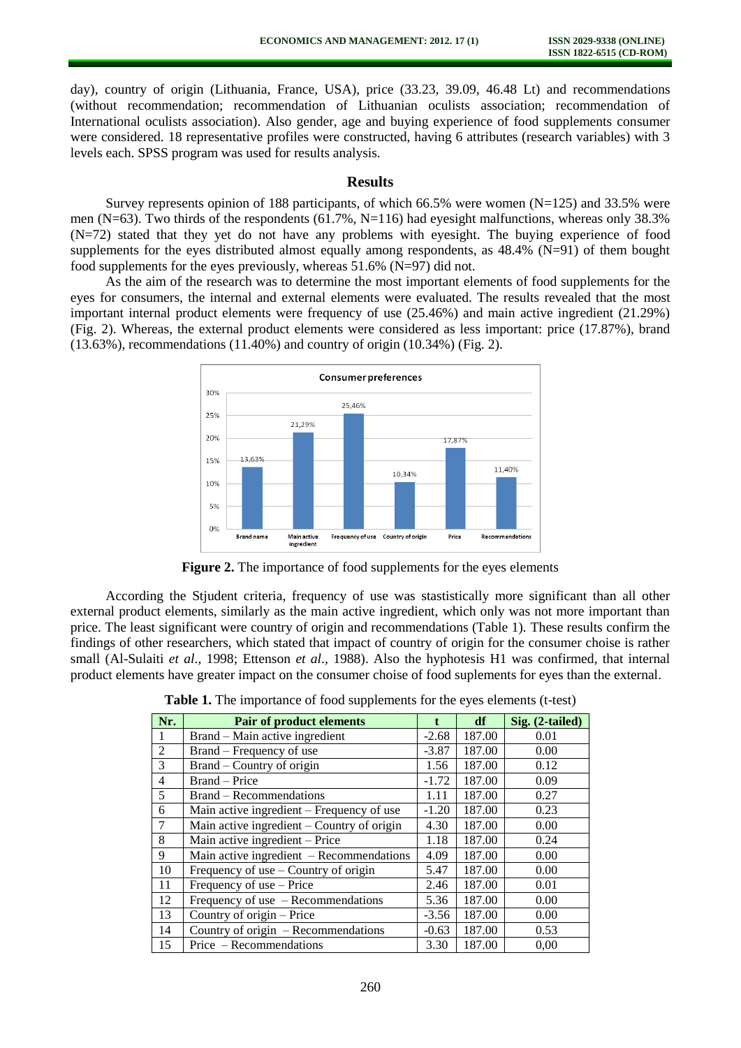day), country of origin (Lithuania, France, USA), price (33.23, 39.09, 46.48 Lt) and recommendations (without recommendation; recommendation of Lithuanian oculists association; recommendation of International oculists association). Also gender, age and buying experience of food supplements consumer were considered. 18 representative profiles were constructed, having 6 attributes (research variables) with 3 levels each. SPSS program was used for results analysis.

## Results

Survey represents opinion of 188 participants, of which 66.5% were women (N=125) and 33.5% were men (N=63). Two thirds of the respondents (61.7%, N=116) had eyesight malfunctions, whereas only 38.3% (N=72) stated that they yet do not have any problems with eyesight. The buying experience of food supplements for the eyes distributed almost equally among respondents, as 48.4% (N=91) of them bought food supplements for the eyes previously, whereas 51.6% (N=97) did not.

As the aim of the research was to determine the most important elements of food supplements for the eyes for consumers, the internal and external elements were evaluated. The results revealed that the most important internal product elements were frequency of use (25.46%) and main active ingredient (21.29%) (Fig. 2). Whereas, the external product elements were considered as less important: price (17.87%), brand (13.63%), recommendations (11.40%) and country of origin (10.34%) (Fig. 2).

Consumer preferences

30%
25%
20%
15%
10%
5%
0%

13,63%
21,29%
25,46%
10,34%
17,87%
11,40%

Brand name
Main active ingredient
Frequency of use
Country of origin
Price
Recommendations

**Figure 2.** The importance of food supplements for the eyes elements

According the Stjudent criteria, frequency of use was stastistically more significant than all other external product elements, similarly as the main active ingredient, which only was not more important than price. The least significant were country of origin and recommendations (Table 1). These results confirm the findings of other researchers, which stated that impact of country of origin for the consumer choise is rather small (Al-Sulaiti *et al*., 1998; Ettenson *et al*., 1988). Also the hyphotesis H1 was confirmed, that internal product elements have greater impact on the consumer choise of food suplements for eyes than the external.

**Table 1.** The importance of food supplements for the eyes elements (t-test)

| Nr. | Pair of product elements | t | df | Sig. (2-tailed) |
|---|---|---|---|---|
| 1 | Brand – Main active ingredient | -2.68 | 187.00 | 0.01 |
| 2 | Brand – Frequency of use | -3.87 | 187.00 | 0.00 |
| 3 | Brand – Country of origin | 1.56 | 187.00 | 0.12 |
| 4 | Brand – Price | -1.72 | 187.00 | 0.09 |
| 5 | Brand – Recommendations | 1.11 | 187.00 | 0.27 |
| 6 | Main active ingredient – Frequency of use | -1.20 | 187.00 | 0.23 |
| 7 | Main active ingredient – Country of origin | 4.30 | 187.00 | 0.00 |
| 8 | Main active ingredient – Price | 1.18 | 187.00 | 0.24 |
| 9 | Main active ingredient – Recommendations | 4.09 | 187.00 | 0.00 |
| 10 | Frequency of use – Country of origin | 5.47 | 187.00 | 0.00 |
| 11 | Frequency of use – Price | 2.46 | 187.00 | 0.01 |
| 12 | Frequency of use – Recommendations | 5.36 | 187.00 | 0.00 |
| 13 | Country of origin – Price | -3.56 | 187.00 | 0.00 |
| 14 | Country of origin – Recommendations | -0.63 | 187.00 | 0.53 |
| 15 | Price – Recommendations | 3.30 | 187.00 | 0,00 |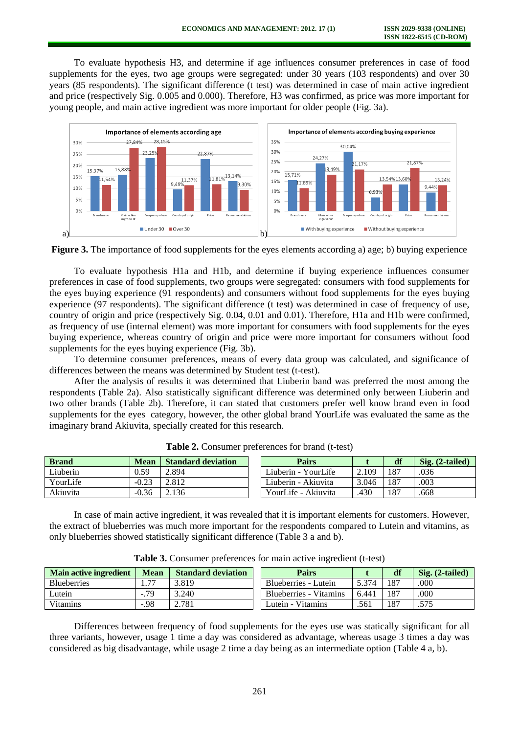To evaluate hypothesis H3, and determine if age influences consumer preferences in case of food supplements for the eyes, two age groups were segregated: under 30 years (103 respondents) and over 30 years (85 respondents). The significant difference (t test) was determined in case of main active ingredient and price (respectively Sig. 0.005 and 0.000). Therefore, H3 was confirmed, as price was more important for young people, and main active ingredient was more important for older people (Fig. 3a).

a)

Importance of elements according age

30%
25%
20%
15%
10%
5%
0%

15,37% 11,54% 15,88% 27,84% 23,25% 28,15% 9,49% 11,37% 22,87% 11,81% 13,14% 9,30%

Brand name, Main active ingredient, Frequency of use, Country of origin, Price, Recommendations

Under 30   Over 30

b)

Importance of elements according buying experience

35%
30%
25%
20%
15%
10%
5%
0%

15,71% 11,69% 24,27% 18,49% 30,04% 21,17% 6,93% 13,54% 13,60% 21,87% 9,44% 13,24%

Brand name, Main active ingredient, Frequency of use, Country of origin, Price, Recommendations

With buying experience   Without buying experience

**Figure 3.** The importance of food supplements for the eyes elements according a) age; b) buying experience

To evaluate hypothesis H1a and H1b, and determine if buying experience influences consumer preferences in case of food supplements, two groups were segregated: consumers with food supplements for the eyes buying experience (91 respondents) and consumers without food supplements for the eyes buying experience (97 respondents). The significant difference (t test) was determined in case of frequency of use, country of origin and price (respectively Sig. 0.04, 0.01 and 0.01). Therefore, H1a and H1b were confirmed, as frequency of use (internal element) was more important for consumers with food supplements for the eyes buying experience, whereas country of origin and price were more important for consumers without food supplements for the eyes buying experience (Fig. 3b).

To determine consumer preferences, means of every data group was calculated, and significance of differences between the means was determined by Student test (t-test).

After the analysis of results it was determined that Liuberin band was preferred the most among the respondents (Table 2a). Also statistically significant difference was determined only between Liuberin and two other brands (Table 2b). Therefore, it can stated that customers prefer well know brand even in food supplements for the eyes category, however, the other global brand YourLife was evaluated the same as the imaginary brand Akiuvita, specially created for this research.

**Table 2.** Consumer preferences for brand (t-test)

| Brand | Mean | Standard deviation |
|---|---|---|
| Liuberin | 0.59 | 2.894 |
| YourLife | -0.23 | 2.812 |
| Akiuvita | -0.36 | 2.136 |

| Pairs | t | df | Sig. (2-tailed) |
|---|---|---|---|
| Liuberin - YourLife | 2.109 | 187 | .036 |
| Liuberin - Akiuvita | 3.046 | 187 | .003 |
| YourLife - Akiuvita | .430 | 187 | .668 |

In case of main active ingredient, it was revealed that it is important elements for customers. However, the extract of blueberries was much more important for the respondents compared to Lutein and vitamins, as only blueberries showed statistically significant difference (Table 3 a and b).

**Table 3.** Consumer preferences for main active ingredient (t-test)

| Main active ingredient | Mean | Standard deviation |
|---|---|---|
| Blueberries | 1.77 | 3.819 |
| Lutein | -.79 | 3.240 |
| Vitamins | -.98 | 2.781 |

| Pairs | t | df | Sig. (2-tailed) |
|---|---|---|---|
| Blueberries - Lutein | 5.374 | 187 | .000 |
| Blueberries - Vitamins | 6.441 | 187 | .000 |
| Lutein - Vitamins | .561 | 187 | .575 |

Differences between frequency of food supplements for the eyes use was statically significant for all three variants, however, usage 1 time a day was considered as advantage, whereas usage 3 times a day was considered as big disadvantage, while usage 2 time a day being as an intermediate option (Table 4 a, b).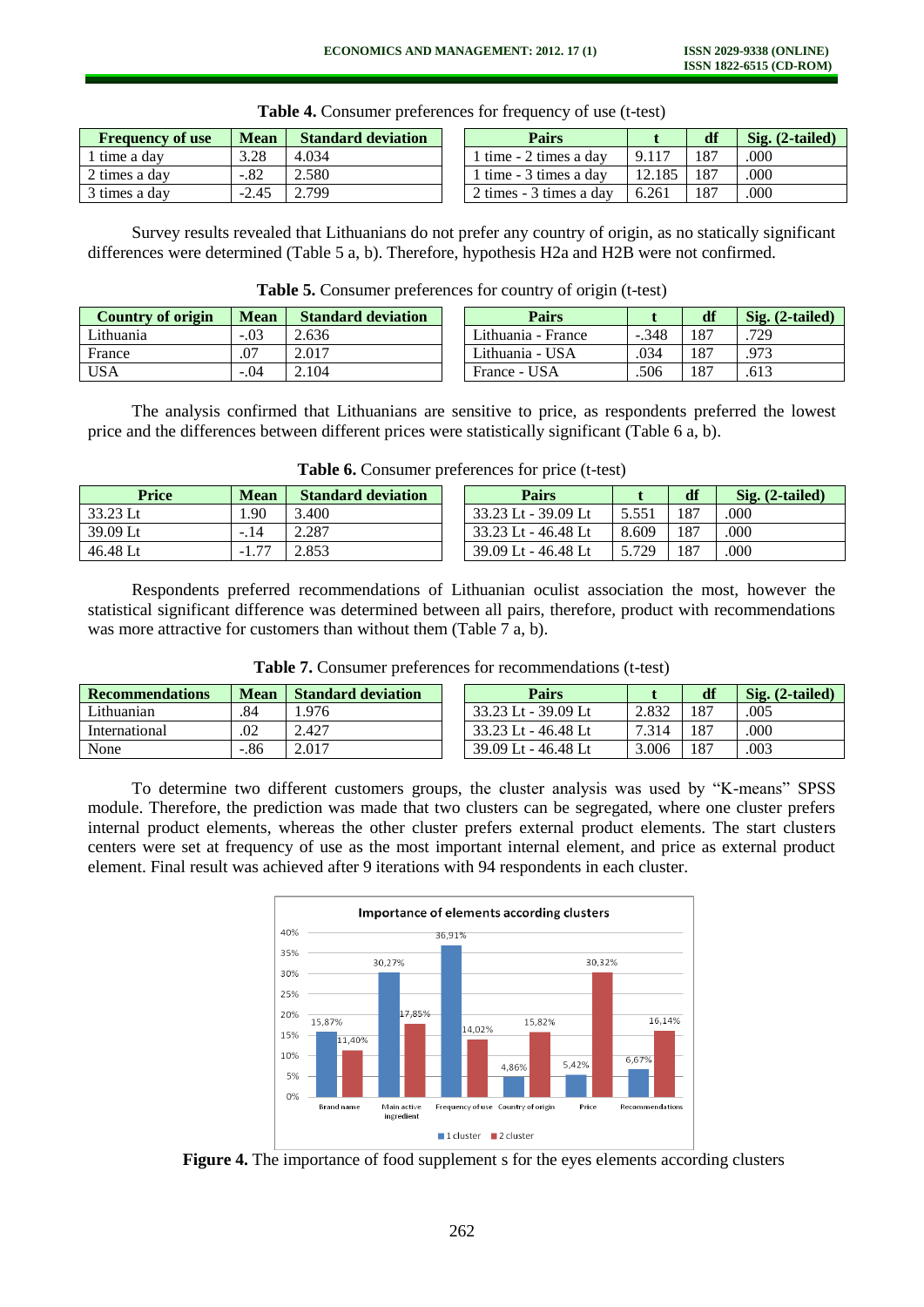**Table 4.** Consumer preferences for frequency of use (t-test)

| Frequency of use | Mean | Standard deviation |
|---|---|---|
| 1 time a day | 3.28 | 4.034 |
| 2 times a day | -.82 | 2.580 |
| 3 times a day | -2.45 | 2.799 |

| Pairs | t | df | Sig. (2-tailed) |
|---|---|---|---|
| 1 time - 2 times a day | 9.117 | 187 | .000 |
| 1 time - 3 times a day | 12.185 | 187 | .000 |
| 2 times - 3 times a day | 6.261 | 187 | .000 |

Survey results revealed that Lithuanians do not prefer any country of origin, as no statically significant differences were determined (Table 5 a, b). Therefore, hypothesis H2a and H2B were not confirmed.

**Table 5.** Consumer preferences for country of origin (t-test)

| Country of origin | Mean | Standard deviation |
|---|---|---|
| Lithuania | -.03 | 2.636 |
| France | .07 | 2.017 |
| USA | -.04 | 2.104 |

| Pairs | t | df | Sig. (2-tailed) |
|---|---|---|---|
| Lithuania - France | -.348 | 187 | .729 |
| Lithuania - USA | .034 | 187 | .973 |
| France - USA | .506 | 187 | .613 |

The analysis confirmed that Lithuanians are sensitive to price, as respondents preferred the lowest price and the differences between different prices were statistically significant (Table 6 a, b).

**Table 6.** Consumer preferences for price (t-test)

| Price | Mean | Standard deviation |
|---|---|---|
| 33.23 Lt | 1.90 | 3.400 |
| 39.09 Lt | -.14 | 2.287 |
| 46.48 Lt | -1.77 | 2.853 |

| Pairs | t | df | Sig. (2-tailed) |
|---|---|---|---|
| 33.23 Lt - 39.09 Lt | 5.551 | 187 | .000 |
| 33.23 Lt - 46.48 Lt | 8.609 | 187 | .000 |
| 39.09 Lt - 46.48 Lt | 5.729 | 187 | .000 |

Respondents preferred recommendations of Lithuanian oculist association the most, however the statistical significant difference was determined between all pairs, therefore, product with recommendations was more attractive for customers than without them (Table 7 a, b).

**Table 7.** Consumer preferences for recommendations (t-test)

| Recommendations | Mean | Standard deviation |
|---|---|---|
| Lithuanian | .84 | 1.976 |
| International | .02 | 2.427 |
| None | -.86 | 2.017 |

| Pairs | t | df | Sig. (2-tailed) |
|---|---|---|---|
| 33.23 Lt - 39.09 Lt | 2.832 | 187 | .005 |
| 33.23 Lt - 46.48 Lt | 7.314 | 187 | .000 |
| 39.09 Lt - 46.48 Lt | 3.006 | 187 | .003 |

To determine two different customers groups, the cluster analysis was used by "K-means" SPSS module. Therefore, the prediction was made that two clusters can be segregated, where one cluster prefers internal product elements, whereas the other cluster prefers external product elements. The start clusters centers were set at frequency of use as the most important internal element, and price as external product element. Final result was achieved after 9 iterations with 94 respondents in each cluster.

Importance of elements according clusters

40%
35%
30%
25%
20%
15%
10%
5%
0%

Brand name: 15,87% / 11,40%
Main active ingredient: 30,27% / 17,85%
Frequency of use: 36,91% / 14,02%
Country of origin: 4,86% / 15,82%
Price: 5,42% / 30,32%
Recommendations: 6,67% / 16,14%

1 cluster
2 cluster

**Figure 4.** The importance of food supplement s for the eyes elements according clusters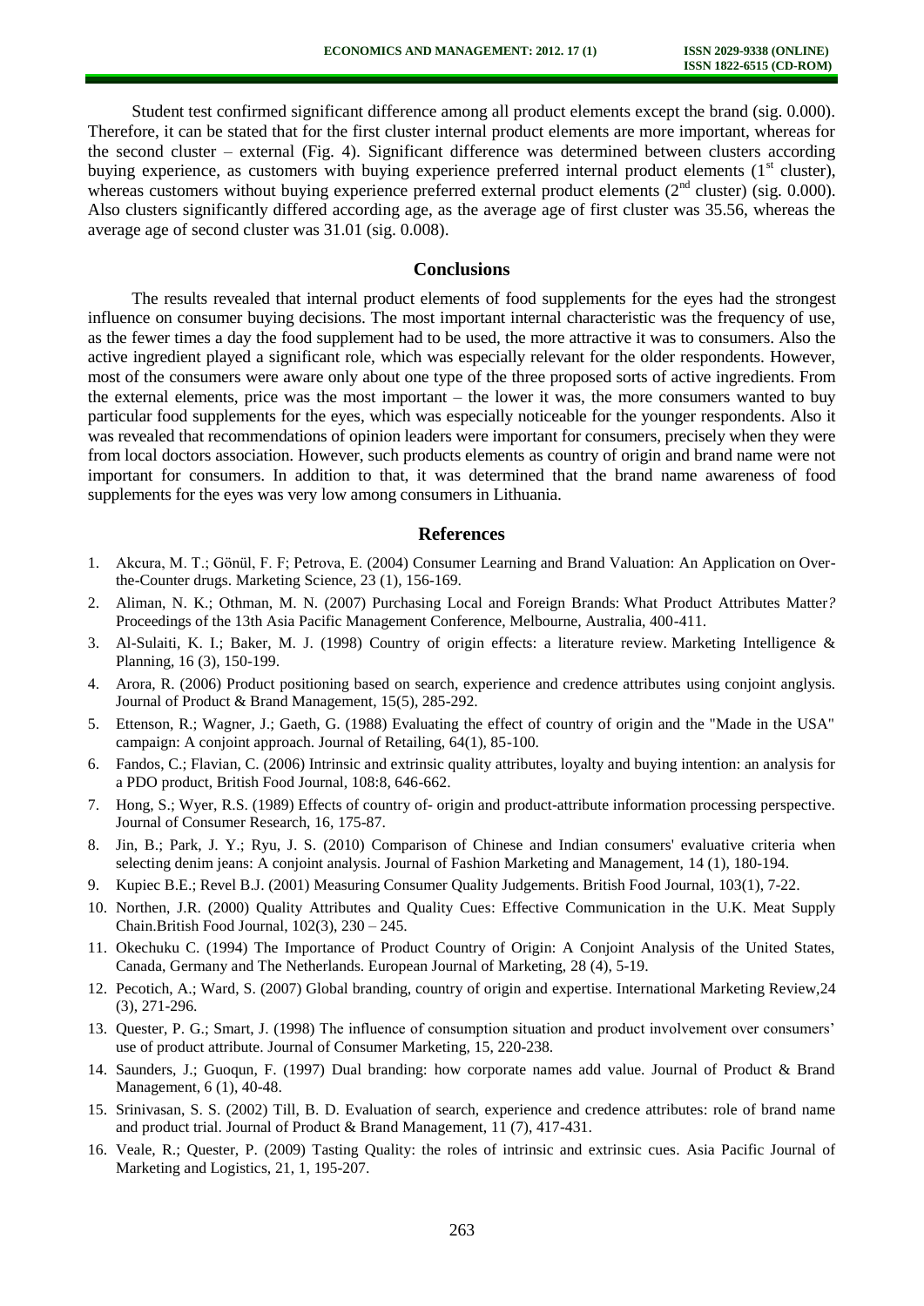Student test confirmed significant difference among all product elements except the brand (sig. 0.000). Therefore, it can be stated that for the first cluster internal product elements are more important, whereas for the second cluster – external (Fig. 4). Significant difference was determined between clusters according buying experience, as customers with buying experience preferred internal product elements ($1^{st}$ cluster), whereas customers without buying experience preferred external product elements ($2^{nd}$ cluster) (sig. 0.000). Also clusters significantly differed according age, as the average age of first cluster was 35.56, whereas the average age of second cluster was 31.01 (sig. 0.008).

## Conclusions

The results revealed that internal product elements of food supplements for the eyes had the strongest influence on consumer buying decisions. The most important internal characteristic was the frequency of use, as the fewer times a day the food supplement had to be used, the more attractive it was to consumers. Also the active ingredient played a significant role, which was especially relevant for the older respondents. However, most of the consumers were aware only about one type of the three proposed sorts of active ingredients. From the external elements, price was the most important – the lower it was, the more consumers wanted to buy particular food supplements for the eyes, which was especially noticeable for the younger respondents. Also it was revealed that recommendations of opinion leaders were important for consumers, precisely when they were from local doctors association. However, such products elements as country of origin and brand name were not important for consumers. In addition to that, it was determined that the brand name awareness of food supplements for the eyes was very low among consumers in Lithuania.

## References

1. Akcura, M. T.; Gönül, F. F; Petrova, E. (2004) Consumer Learning and Brand Valuation: An Application on Over-the-Counter drugs. Marketing Science, 23 (1), 156-169.
2. Aliman, N. K.; Othman, M. N. (2007) Purchasing Local and Foreign Brands: What Product Attributes Matter*?* Proceedings of the 13th Asia Pacific Management Conference, Melbourne, Australia, 400-411.
3. Al-Sulaiti, K. I.; Baker, M. J. (1998) Country of origin effects: a literature review. Marketing Intelligence & Planning, 16 (3), 150-199.
4. Arora, R. (2006) Product positioning based on search, experience and credence attributes using conjoint anglysis. Journal of Product & Brand Management, 15(5), 285-292.
5. Ettenson, R.; Wagner, J.; Gaeth, G. (1988) Evaluating the effect of country of origin and the "Made in the USA" campaign: A conjoint approach. Journal of Retailing, 64(1), 85-100.
6. Fandos, C.; Flavian, C. (2006) Intrinsic and extrinsic quality attributes, loyalty and buying intention: an analysis for a PDO product, British Food Journal, 108:8, 646-662.
7. Hong, S.; Wyer, R.S. (1989) Effects of country of- origin and product-attribute information processing perspective. Journal of Consumer Research, 16, 175-87.
8. Jin, B.; Park, J. Y.; Ryu, J. S. (2010) Comparison of Chinese and Indian consumers' evaluative criteria when selecting denim jeans: A conjoint analysis. Journal of Fashion Marketing and Management, 14 (1), 180-194.
9. Kupiec B.E.; Revel B.J. (2001) Measuring Consumer Quality Judgements. British Food Journal, 103(1), 7-22.
10. Northen, J.R. (2000) Quality Attributes and Quality Cues: Effective Communication in the U.K. Meat Supply Chain.British Food Journal, 102(3), 230 – 245.
11. Okechuku C. (1994) The Importance of Product Country of Origin: A Conjoint Analysis of the United States, Canada, Germany and The Netherlands. European Journal of Marketing, 28 (4), 5-19.
12. Pecotich, A.; Ward, S. (2007) Global branding, country of origin and expertise. International Marketing Review,24 (3), 271-296.
13. Quester, P. G.; Smart, J. (1998) The influence of consumption situation and product involvement over consumers' use of product attribute. Journal of Consumer Marketing, 15, 220-238.
14. Saunders, J.; Guoqun, F. (1997) Dual branding: how corporate names add value. Journal of Product & Brand Management, 6 (1), 40-48.
15. Srinivasan, S. S. (2002) Till, B. D. Evaluation of search, experience and credence attributes: role of brand name and product trial. Journal of Product & Brand Management, 11 (7), 417-431.
16. Veale, R.; Quester, P. (2009) Tasting Quality: the roles of intrinsic and extrinsic cues. Asia Pacific Journal of Marketing and Logistics, 21, 1, 195-207.